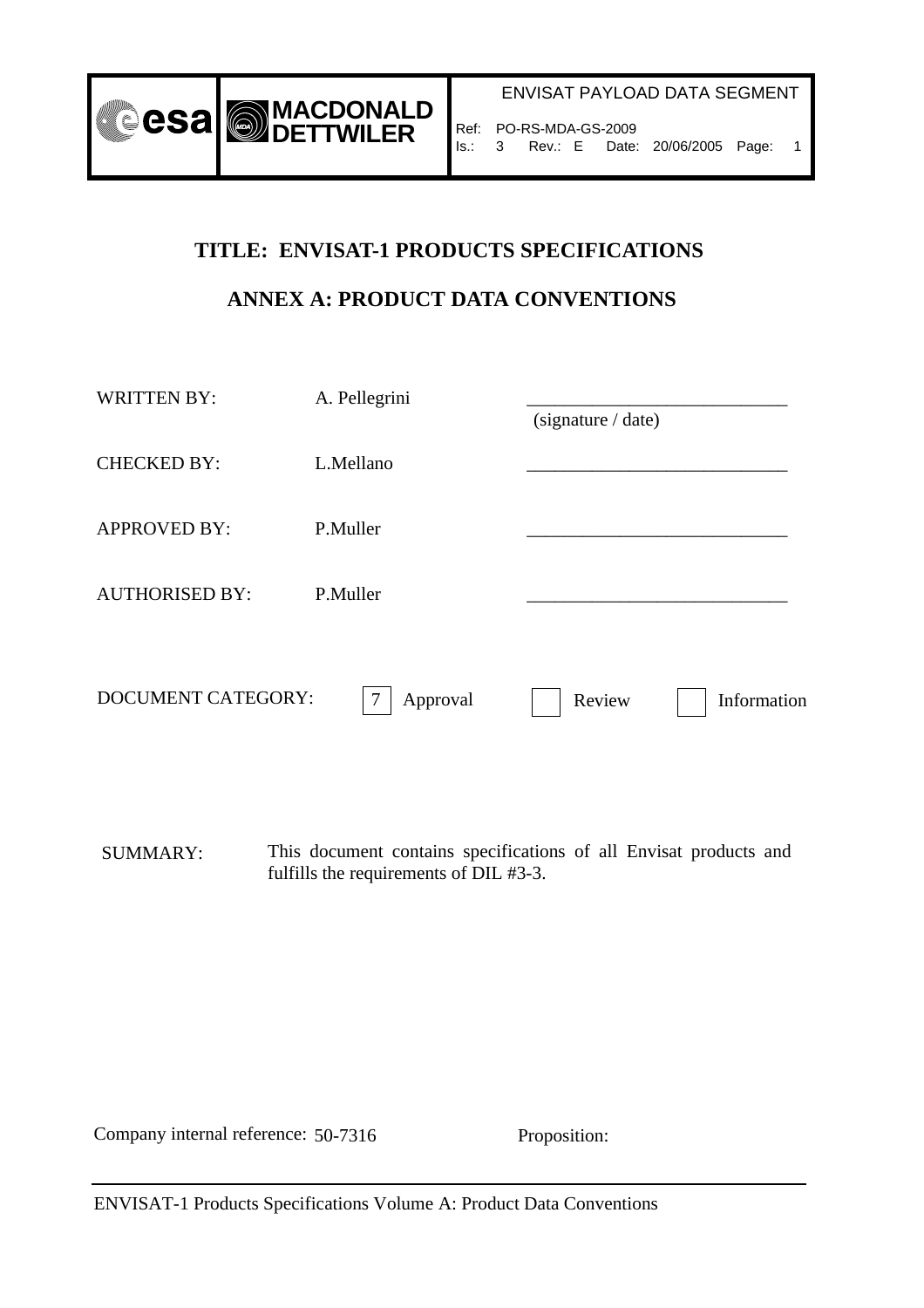# TITLE: ENVISAT-1 PRODUCTS SPECIFICATIONS

## ANNEX A: PRODUCT DATA CONVENTIONS

| | | |
|---|---|---|
| WRITTEN BY: | A. Pellegrini | ____________________________ (signature / date) |
| CHECKED BY: | L.Mellano | ____________________________ |
| APPROVED BY: | P.Muller | ____________________________ |
| AUTHORISED BY: | P.Muller | ____________________________ |

DOCUMENT CATEGORY: [7] Approval [ ] Review [ ] Information

SUMMARY: This document contains specifications of all Envisat products and fulfills the requirements of DIL #3-3.

Company internal reference: 50-7316 Proposition: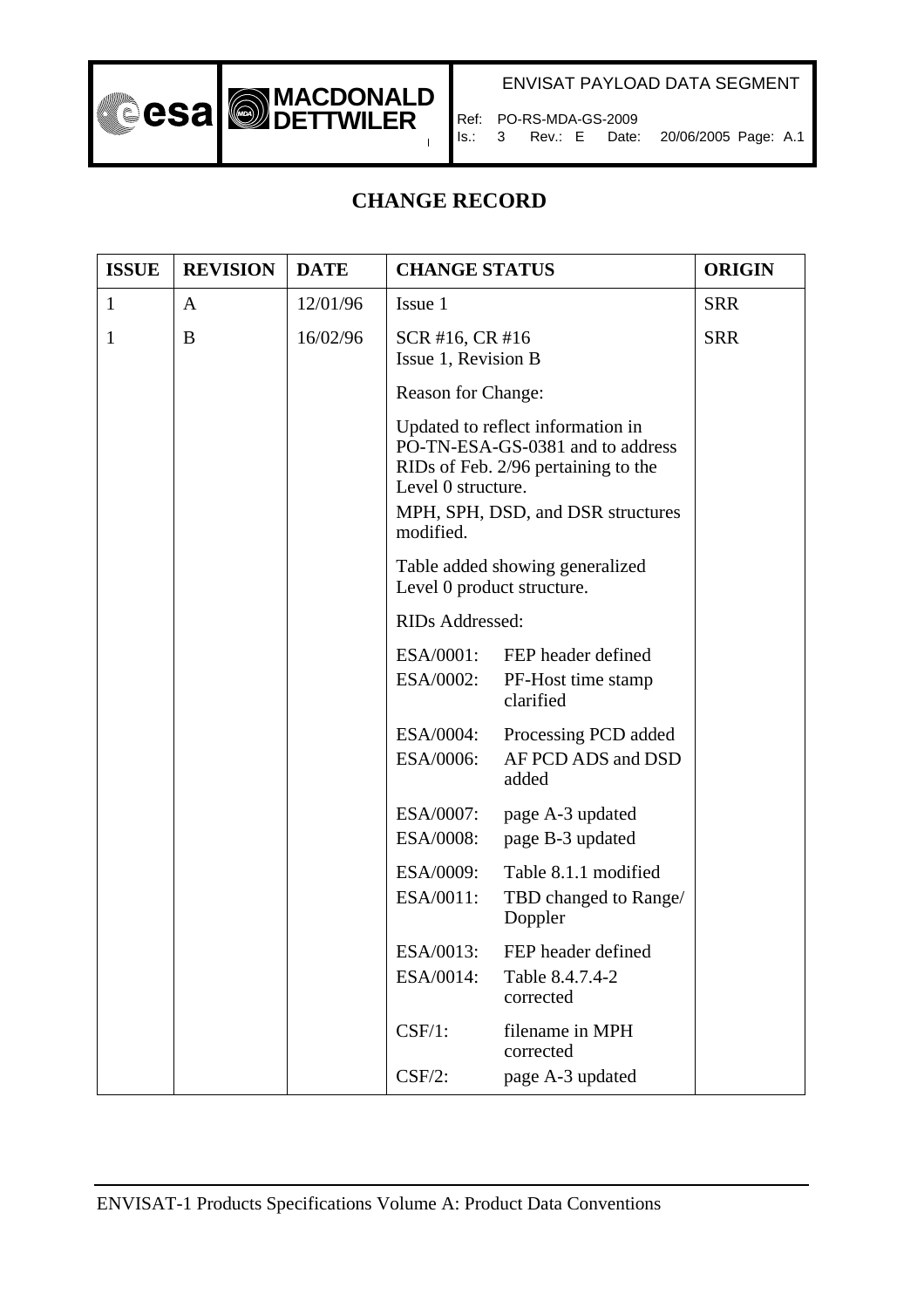# CHANGE RECORD

| ISSUE | REVISION | DATE | CHANGE STATUS | ORIGIN |
|---|---|---|---|---|
| 1 | A | 12/01/96 | Issue 1 | SRR |
| 1 | B | 16/02/96 | SCR #16, CR #16<br>Issue 1, Revision B<br><br>Reason for Change:<br><br>Updated to reflect information in PO-TN-ESA-GS-0381 and to address RIDs of Feb. 2/96 pertaining to the Level 0 structure.<br>MPH, SPH, DSD, and DSR structures modified.<br><br>Table added showing generalized Level 0 product structure.<br><br>RIDs Addressed:<br><br>ESA/0001: FEP header defined<br>ESA/0002: PF-Host time stamp clarified<br><br>ESA/0004: Processing PCD added<br>ESA/0006: AF PCD ADS and DSD added<br><br>ESA/0007: page A-3 updated<br>ESA/0008: page B-3 updated<br><br>ESA/0009: Table 8.1.1 modified<br>ESA/0011: TBD changed to Range/Doppler<br><br>ESA/0013: FEP header defined<br>ESA/0014: Table 8.4.7.4-2 corrected<br><br>CSF/1: filename in MPH corrected<br>CSF/2: page A-3 updated | SRR |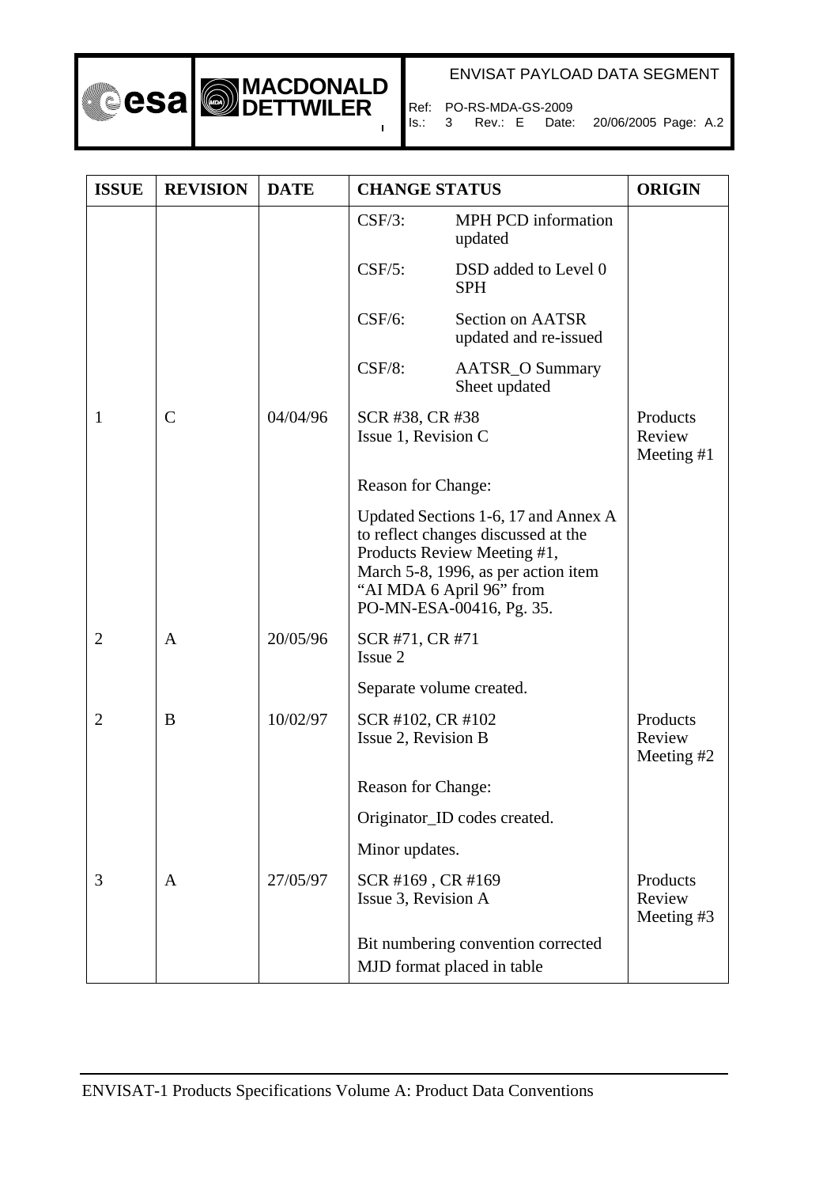| ISSUE | REVISION | DATE | CHANGE STATUS | ORIGIN |
|---|---|---|---|---|
| | | | CSF/3: MPH PCD information updated | |
| | | | CSF/5: DSD added to Level 0 SPH | |
| | | | CSF/6: Section on AATSR updated and re-issued | |
| | | | CSF/8: AATSR_O Summary Sheet updated | |
| 1 | C | 04/04/96 | SCR #38, CR #38<br>Issue 1, Revision C | Products Review Meeting #1 |
| | | | Reason for Change: | |
| | | | Updated Sections 1-6, 17 and Annex A to reflect changes discussed at the Products Review Meeting #1, March 5-8, 1996, as per action item "AI MDA 6 April 96" from PO-MN-ESA-00416, Pg. 35. | |
| 2 | A | 20/05/96 | SCR #71, CR #71<br>Issue 2 | |
| | | | Separate volume created. | |
| 2 | B | 10/02/97 | SCR #102, CR #102<br>Issue 2, Revision B | Products Review Meeting #2 |
| | | | Reason for Change: | |
| | | | Originator_ID codes created. | |
| | | | Minor updates. | |
| 3 | A | 27/05/97 | SCR #169 , CR #169<br>Issue 3, Revision A | Products Review Meeting #3 |
| | | | Bit numbering convention corrected<br>MJD format placed in table | |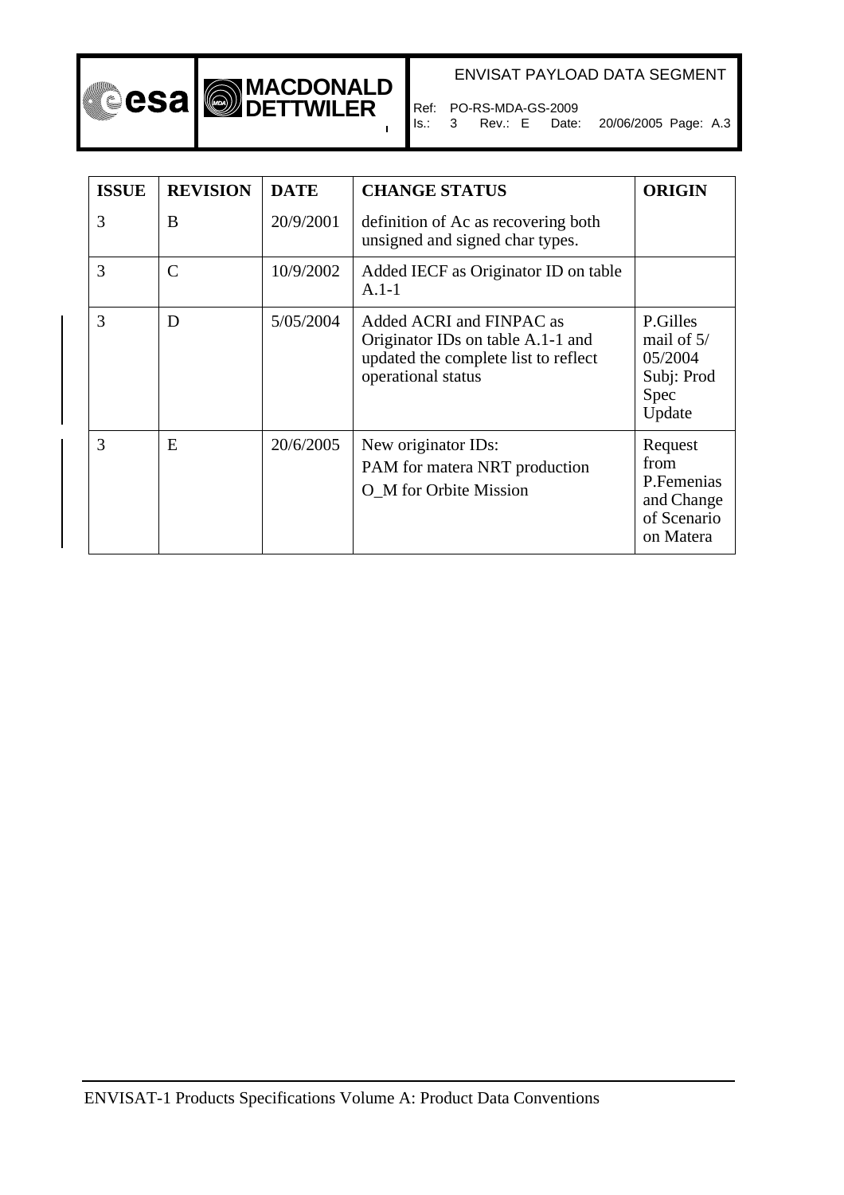| ISSUE | REVISION | DATE | CHANGE STATUS | ORIGIN |
| --- | --- | --- | --- | --- |
| 3 | B | 20/9/2001 | definition of Ac as recovering both unsigned and signed char types. | |
| 3 | C | 10/9/2002 | Added IECF as Originator ID on table A.1-1 | |
| 3 | D | 5/05/2004 | Added ACRI and FINPAC as Originator IDs on table A.1-1 and updated the complete list to reflect operational status | P.Gilles mail of 5/ 05/2004 Subj: Prod Spec Update |
| 3 | E | 20/6/2005 | New originator IDs:<br>PAM for matera NRT production<br>O_M for Orbite Mission | Request from P.Femenias and Change of Scenario on Matera |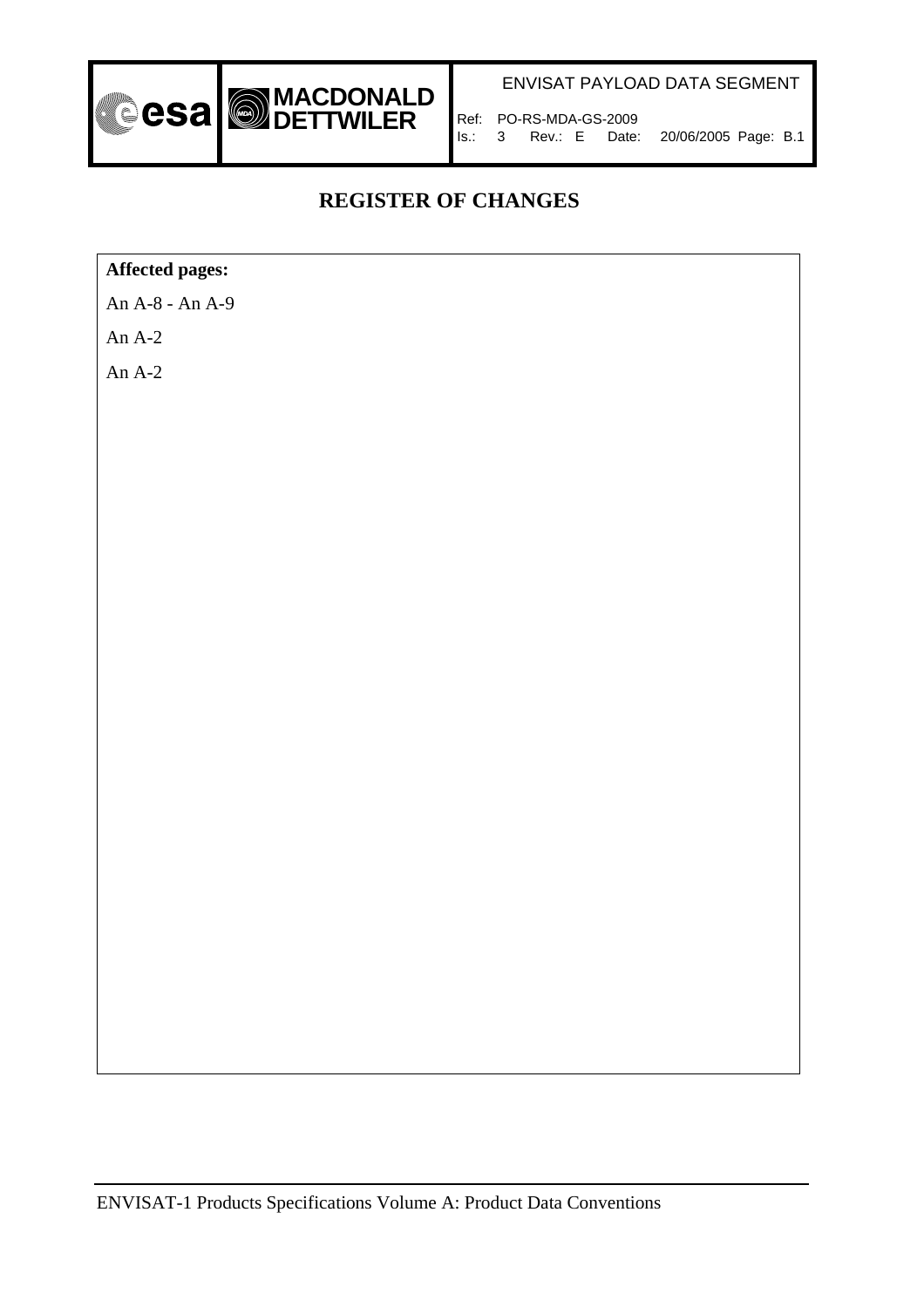# REGISTER OF CHANGES

**Affected pages:**

An A-8 - An A-9

An A-2

An A-2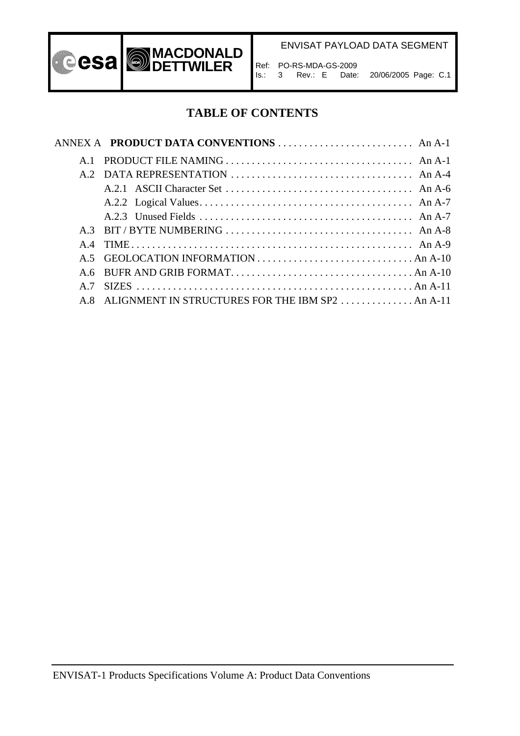# TABLE OF CONTENTS

ANNEX A **PRODUCT DATA CONVENTIONS** . . . . . . . . . . . . . . . . . . . . . . . . . . An A-1

- A.1 PRODUCT FILE NAMING . . . . . . . . . . . . . . . . . . . . . . . . . . . . . . . . . . . . An A-1
- A.2 DATA REPRESENTATION . . . . . . . . . . . . . . . . . . . . . . . . . . . . . . . . . . . An A-4
    - A.2.1 ASCII Character Set . . . . . . . . . . . . . . . . . . . . . . . . . . . . . . . . . . . . An A-6
    - A.2.2 Logical Values. . . . . . . . . . . . . . . . . . . . . . . . . . . . . . . . . . . . . . . . . An A-7
    - A.2.3 Unused Fields . . . . . . . . . . . . . . . . . . . . . . . . . . . . . . . . . . . . . . . . . An A-7
- A.3 BIT / BYTE NUMBERING . . . . . . . . . . . . . . . . . . . . . . . . . . . . . . . . . . . . An A-8
- A.4 TIME. . . . . . . . . . . . . . . . . . . . . . . . . . . . . . . . . . . . . . . . . . . . . . . . . . . . . An A-9
- A.5 GEOLOCATION INFORMATION . . . . . . . . . . . . . . . . . . . . . . . . . . . . . . An A-10
- A.6 BUFR AND GRIB FORMAT. . . . . . . . . . . . . . . . . . . . . . . . . . . . . . . . . . . An A-10
- A.7 SIZES . . . . . . . . . . . . . . . . . . . . . . . . . . . . . . . . . . . . . . . . . . . . . . . . . . . . An A-11
- A.8 ALIGNMENT IN STRUCTURES FOR THE IBM SP2 . . . . . . . . . . . . . . An A-11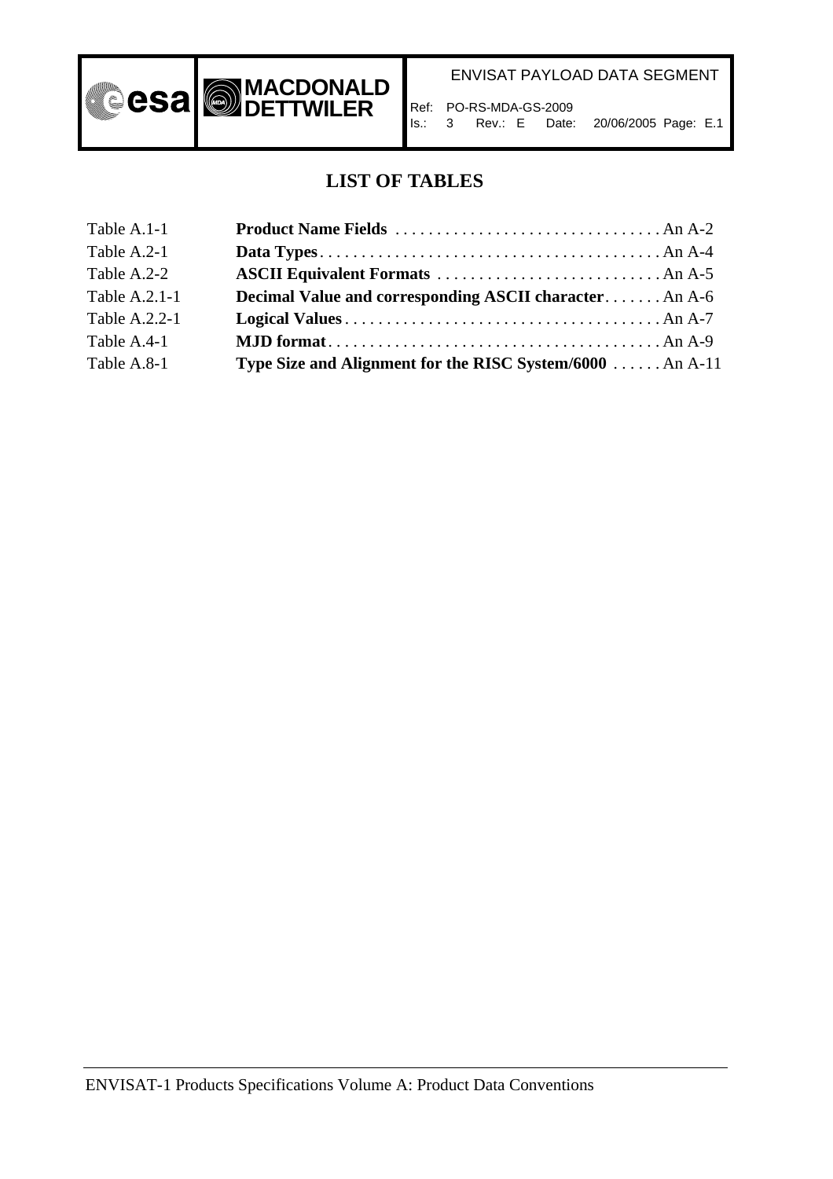# LIST OF TABLES

Table A.1-1 **Product Name Fields** . . . . . . . . . . . . . . . . . . . . . . . . . . . . . . . . An A-2
Table A.2-1 **Data Types** . . . . . . . . . . . . . . . . . . . . . . . . . . . . . . . . . . . . . . . . . An A-4
Table A.2-2 **ASCII Equivalent Formats** . . . . . . . . . . . . . . . . . . . . . . . . . . . An A-5
Table A.2.1-1 **Decimal Value and corresponding ASCII character** . . . . . . . An A-6
Table A.2.2-1 **Logical Values** . . . . . . . . . . . . . . . . . . . . . . . . . . . . . . . . . . . . . An A-7
Table A.4-1 **MJD format** . . . . . . . . . . . . . . . . . . . . . . . . . . . . . . . . . . . . . . . An A-9
Table A.8-1 **Type Size and Alignment for the RISC System/6000** . . . . . . An A-11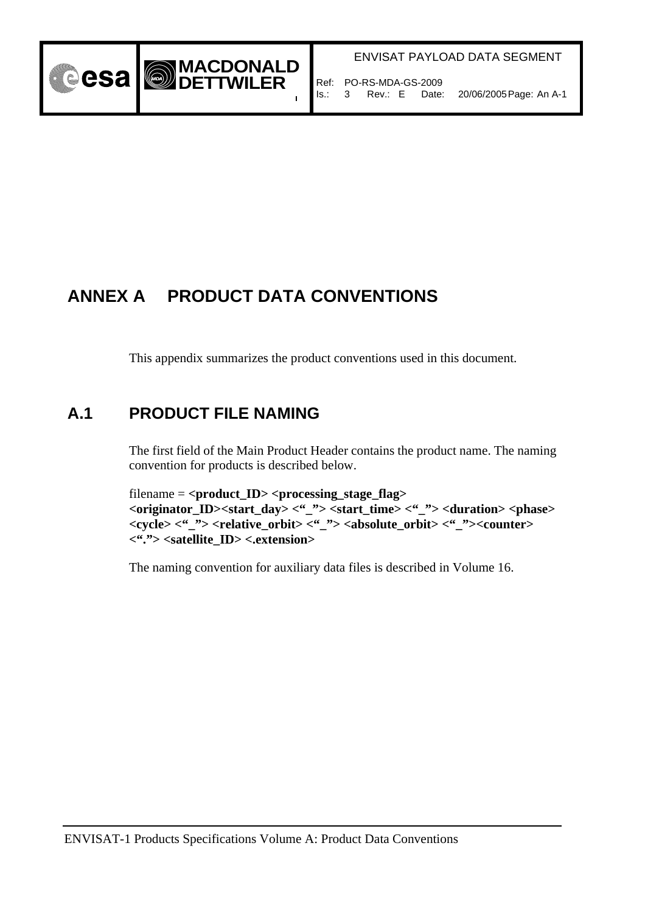# ANNEX A PRODUCT DATA CONVENTIONS

This appendix summarizes the product conventions used in this document.

## A.1 PRODUCT FILE NAMING

The first field of the Main Product Header contains the product name. The naming convention for products is described below.

filename = **<product_ID> <processing_stage_flag> <originator_ID><start_day> <"_"> <start_time> <"_"> <duration> <phase> <cycle> <"_"> <relative_orbit> <"_"> <absolute_orbit> <"_"><counter> <"."> <satellite_ID> <.extension>**

The naming convention for auxiliary data files is described in Volume 16.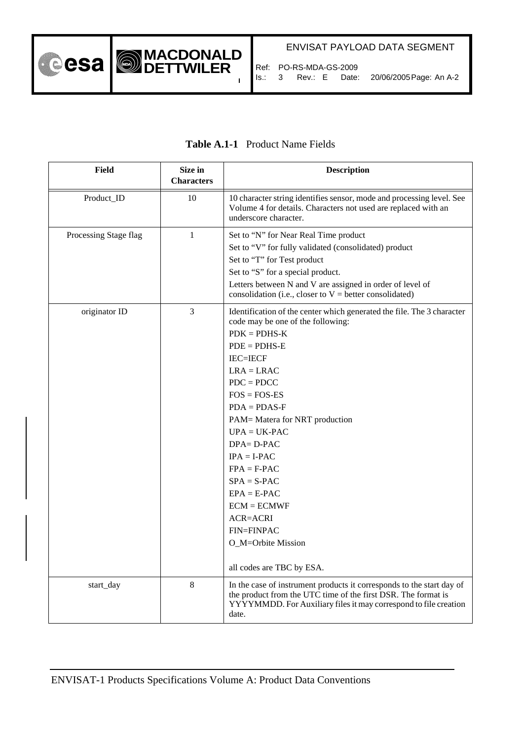**Table A.1-1** Product Name Fields

| Field | Size in Characters | Description |
|---|---|---|
| Product_ID | 10 | 10 character string identifies sensor, mode and processing level. See Volume 4 for details. Characters not used are replaced with an underscore character. |
| Processing Stage flag | 1 | Set to "N" for Near Real Time product<br>Set to "V" for fully validated (consolidated) product<br>Set to "T" for Test product<br>Set to "S" for a special product.<br>Letters between N and V are assigned in order of level of consolidation (i.e., closer to V = better consolidated) |
| originator ID | 3 | Identification of the center which generated the file. The 3 character code may be one of the following:<br>PDK = PDHS-K<br>PDE = PDHS-E<br>IEC=IECF<br>LRA = LRAC<br>PDC = PDCC<br>FOS = FOS-ES<br>PDA = PDAS-F<br>PAM= Matera for NRT production<br>UPA = UK-PAC<br>DPA= D-PAC<br>IPA = I-PAC<br>FPA = F-PAC<br>SPA = S-PAC<br>EPA = E-PAC<br>ECM = ECMWF<br>ACR=ACRI<br>FIN=FINPAC<br>O_M=Orbite Mission<br><br>all codes are TBC by ESA. |
| start_day | 8 | In the case of instrument products it corresponds to the start day of the product from the UTC time of the first DSR. The format is YYYYMMDD. For Auxiliary files it may correspond to file creation date. |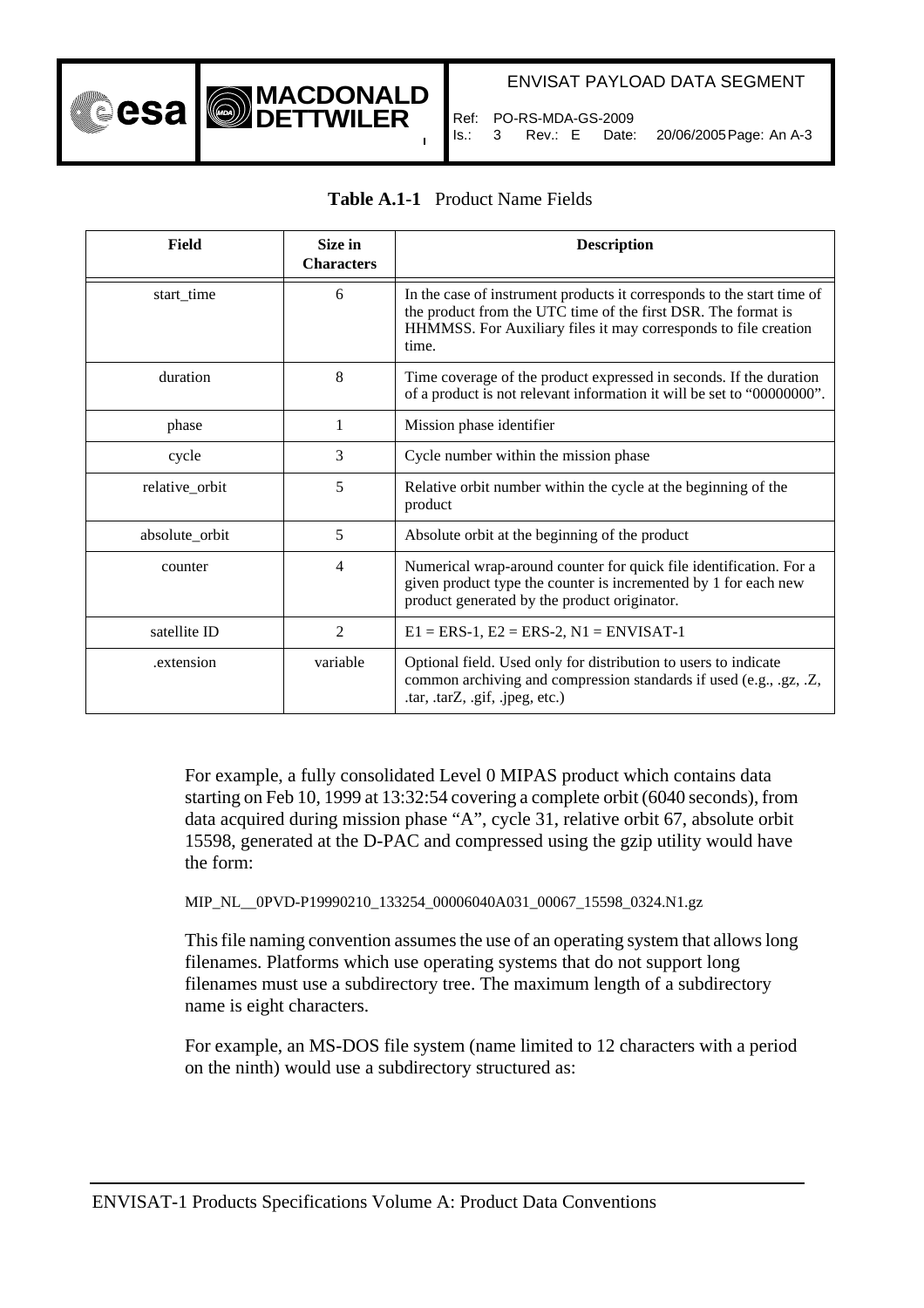**Table A.1-1** Product Name Fields

| Field | Size in Characters | Description |
|---|---|---|
| start_time | 6 | In the case of instrument products it corresponds to the start time of the product from the UTC time of the first DSR. The format is HHMMSS. For Auxiliary files it may corresponds to file creation time. |
| duration | 8 | Time coverage of the product expressed in seconds. If the duration of a product is not relevant information it will be set to "00000000". |
| phase | 1 | Mission phase identifier |
| cycle | 3 | Cycle number within the mission phase |
| relative_orbit | 5 | Relative orbit number within the cycle at the beginning of the product |
| absolute_orbit | 5 | Absolute orbit at the beginning of the product |
| counter | 4 | Numerical wrap-around counter for quick file identification. For a given product type the counter is incremented by 1 for each new product generated by the product originator. |
| satellite ID | 2 | E1 = ERS-1, E2 = ERS-2, N1 = ENVISAT-1 |
| .extension | variable | Optional field. Used only for distribution to users to indicate common archiving and compression standards if used (e.g., .gz, .Z, .tar, .tarZ, .gif, .jpeg, etc.) |

For example, a fully consolidated Level 0 MIPAS product which contains data starting on Feb 10, 1999 at 13:32:54 covering a complete orbit (6040 seconds), from data acquired during mission phase "A", cycle 31, relative orbit 67, absolute orbit 15598, generated at the D-PAC and compressed using the gzip utility would have the form:

MIP_NL__0PVD-P19990210_133254_00006040A031_00067_15598_0324.N1.gz

This file naming convention assumes the use of an operating system that allows long filenames. Platforms which use operating systems that do not support long filenames must use a subdirectory tree. The maximum length of a subdirectory name is eight characters.

For example, an MS-DOS file system (name limited to 12 characters with a period on the ninth) would use a subdirectory structured as: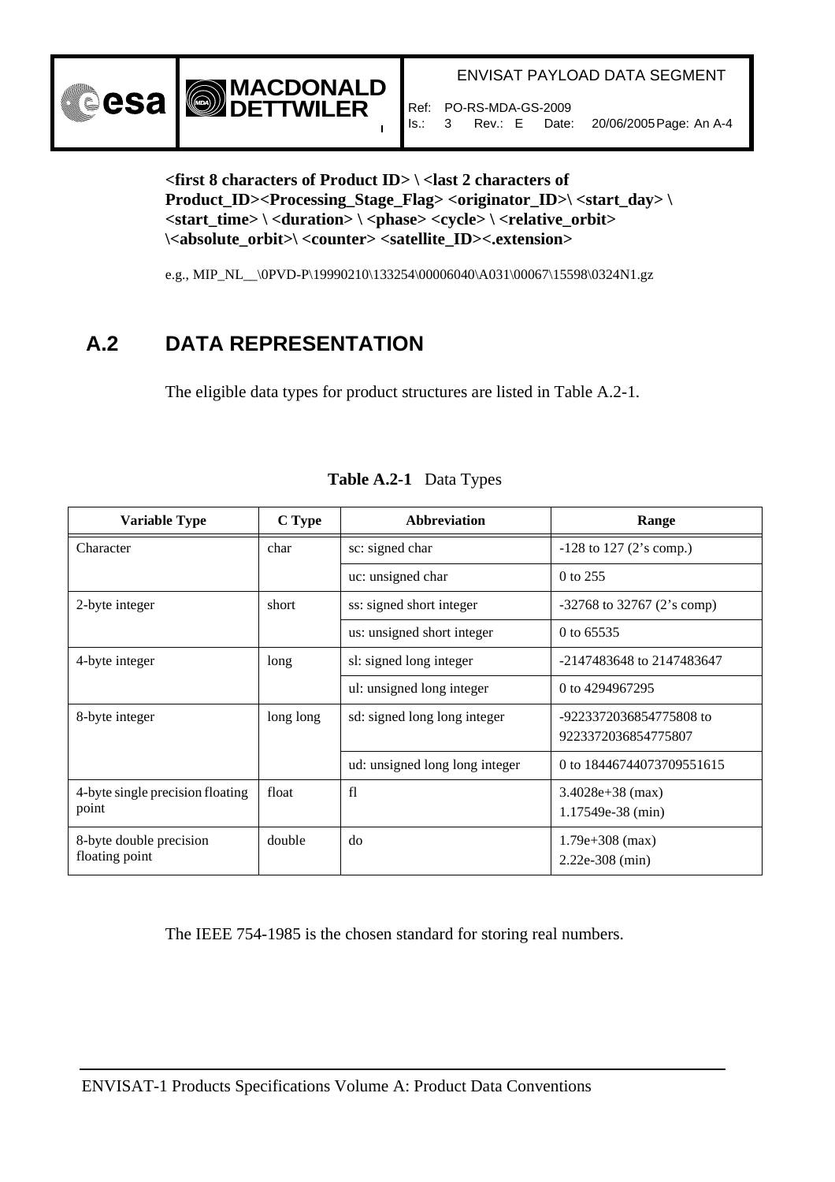**<first 8 characters of Product ID> \ <last 2 characters of Product_ID><Processing_Stage_Flag> <originator_ID>\ <start_day> \ <start_time> \ <duration> \ <phase> <cycle> \ <relative_orbit> \<absolute_orbit>\ <counter> <satellite_ID><.extension>**

e.g., MIP_NL__\0PVD-P\19990210\133254\00006040\A031\00067\15598\0324N1.gz

## A.2 DATA REPRESENTATION

The eligible data types for product structures are listed in Table A.2-1.

**Table A.2-1** Data Types

| Variable Type | C Type | Abbreviation | Range |
|---|---|---|---|
| Character | char | sc: signed char | -128 to 127 (2's comp.) |
| | | uc: unsigned char | 0 to 255 |
| 2-byte integer | short | ss: signed short integer | -32768 to 32767 (2's comp) |
| | | us: unsigned short integer | 0 to 65535 |
| 4-byte integer | long | sl: signed long integer | -2147483648 to 2147483647 |
| | | ul: unsigned long integer | 0 to 4294967295 |
| 8-byte integer | long long | sd: signed long long integer | -9223372036854775808 to 9223372036854775807 |
| | | ud: unsigned long long integer | 0 to 18446744073709551615 |
| 4-byte single precision floating point | float | fl | 3.4028e+38 (max) 1.17549e-38 (min) |
| 8-byte double precision floating point | double | do | 1.79e+308 (max) 2.22e-308 (min) |

The IEEE 754-1985 is the chosen standard for storing real numbers.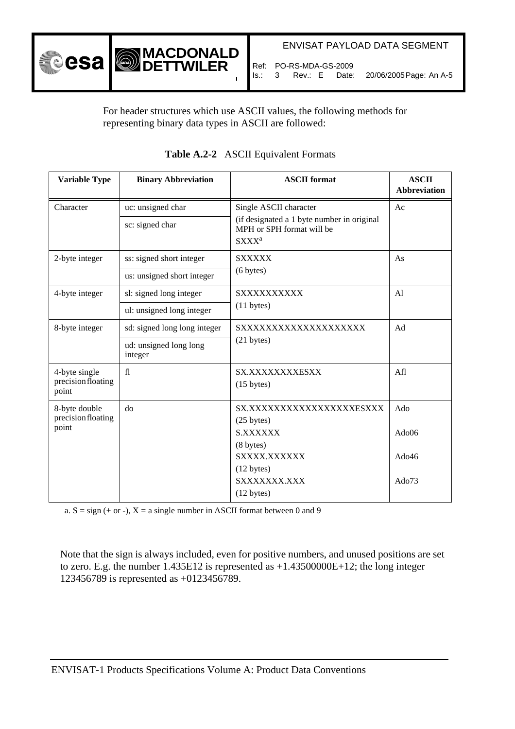For header structures which use ASCII values, the following methods for representing binary data types in ASCII are followed:

**Table A.2-2** ASCII Equivalent Formats

| Variable Type | Binary Abbreviation | ASCII format | ASCII Abbreviation |
|---|---|---|---|
| Character | uc: unsigned char | Single ASCII character (if designated a 1 byte number in original MPH or SPH format will be SXXX[a] | Ac |
| | sc: signed char | | |
| 2-byte integer | ss: signed short integer | SXXXXX (6 bytes) | As |
| | us: unsigned short integer | | |
| 4-byte integer | sl: signed long integer | SXXXXXXXXXX (11 bytes) | Al |
| | ul: unsigned long integer | | |
| 8-byte integer | sd: signed long long integer | SXXXXXXXXXXXXXXXXXXXX (21 bytes) | Ad |
| | ud: unsigned long long integer | | |
| 4-byte single precision floating point | fl | SX.XXXXXXXXESXX (15 bytes) | Afl |
| 8-byte double precision floating point | do | SX.XXXXXXXXXXXXXXXXXXESXXX (25 bytes) | Ado |
| | | S.XXXXXX (8 bytes) | Ado06 |
| | | SXXXX.XXXXXX (12 bytes) | Ado46 |
| | | SXXXXXXX.XXX (12 bytes) | Ado73 |

a. S = sign (+ or -), X = a single number in ASCII format between 0 and 9

Note that the sign is always included, even for positive numbers, and unused positions are set to zero. E.g. the number 1.435E12 is represented as +1.43500000E+12; the long integer 123456789 is represented as +0123456789.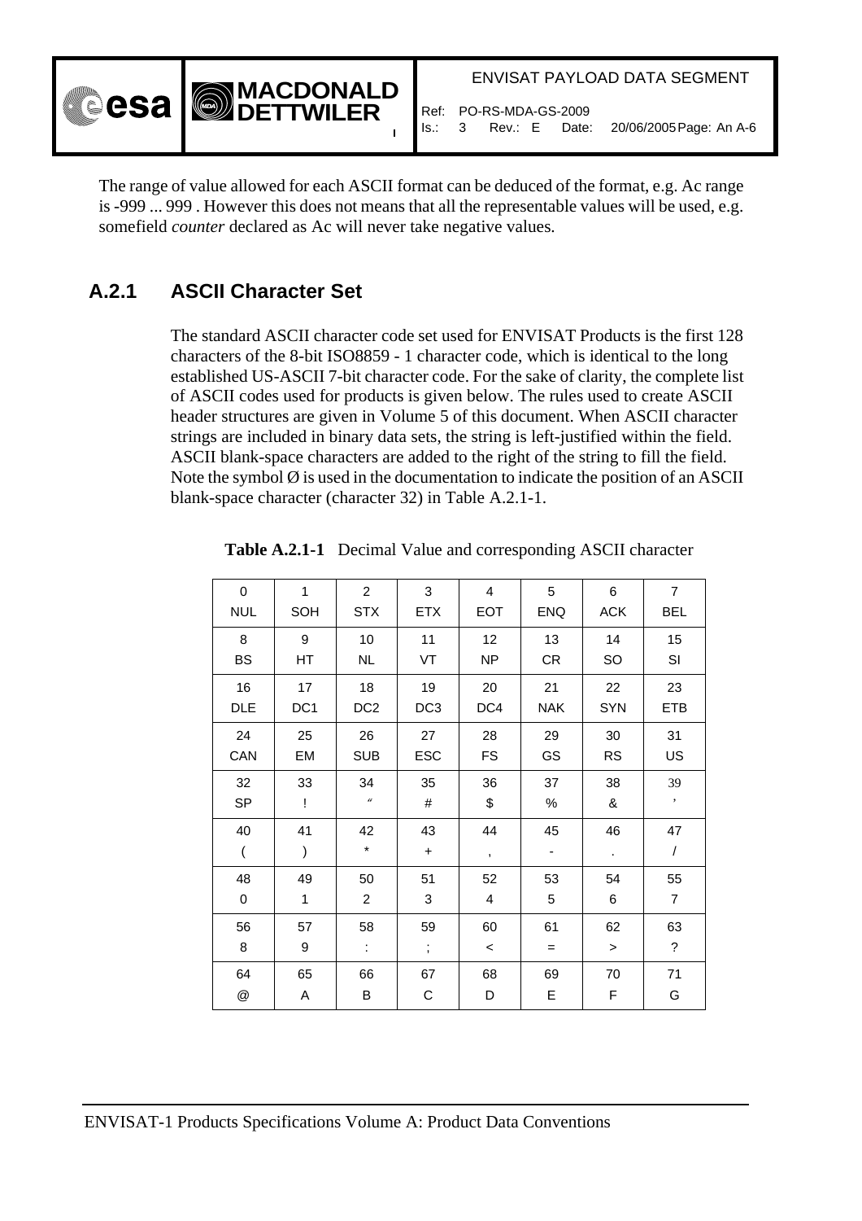The range of value allowed for each ASCII format can be deduced of the format, e.g. Ac range is -999 ... 999 . However this does not means that all the representable values will be used, e.g. somefield *counter* declared as Ac will never take negative values.

## A.2.1 ASCII Character Set

The standard ASCII character code set used for ENVISAT Products is the first 128 characters of the 8-bit ISO8859 - 1 character code, which is identical to the long established US-ASCII 7-bit character code. For the sake of clarity, the complete list of ASCII codes used for products is given below. The rules used to create ASCII header structures are given in Volume 5 of this document. When ASCII character strings are included in binary data sets, the string is left-justified within the field. ASCII blank-space characters are added to the right of the string to fill the field. Note the symbol Ø is used in the documentation to indicate the position of an ASCII blank-space character (character 32) in Table A.2.1-1.

**Table A.2.1-1** Decimal Value and corresponding ASCII character

| | | | | | | | |
|---|---|---|---|---|---|---|---|
| 0<br>NUL | 1<br>SOH | 2<br>STX | 3<br>ETX | 4<br>EOT | 5<br>ENQ | 6<br>ACK | 7<br>BEL |
| 8<br>BS | 9<br>HT | 10<br>NL | 11<br>VT | 12<br>NP | 13<br>CR | 14<br>SO | 15<br>SI |
| 16<br>DLE | 17<br>DC1 | 18<br>DC2 | 19<br>DC3 | 20<br>DC4 | 21<br>NAK | 22<br>SYN | 23<br>ETB |
| 24<br>CAN | 25<br>EM | 26<br>SUB | 27<br>ESC | 28<br>FS | 29<br>GS | 30<br>RS | 31<br>US |
| 32<br>SP | 33<br>! | 34<br>" | 35<br># | 36<br>$ | 37<br>% | 38<br>& | 39<br>' |
| 40<br>( | 41<br>) | 42<br>* | 43<br>+ | 44<br>, | 45<br>- | 46<br>. | 47<br>/ |
| 48<br>0 | 49<br>1 | 50<br>2 | 51<br>3 | 52<br>4 | 53<br>5 | 54<br>6 | 55<br>7 |
| 56<br>8 | 57<br>9 | 58<br>: | 59<br>; | 60<br>< | 61<br>= | 62<br>> | 63<br>? |
| 64<br>@ | 65<br>A | 66<br>B | 67<br>C | 68<br>D | 69<br>E | 70<br>F | 71<br>G |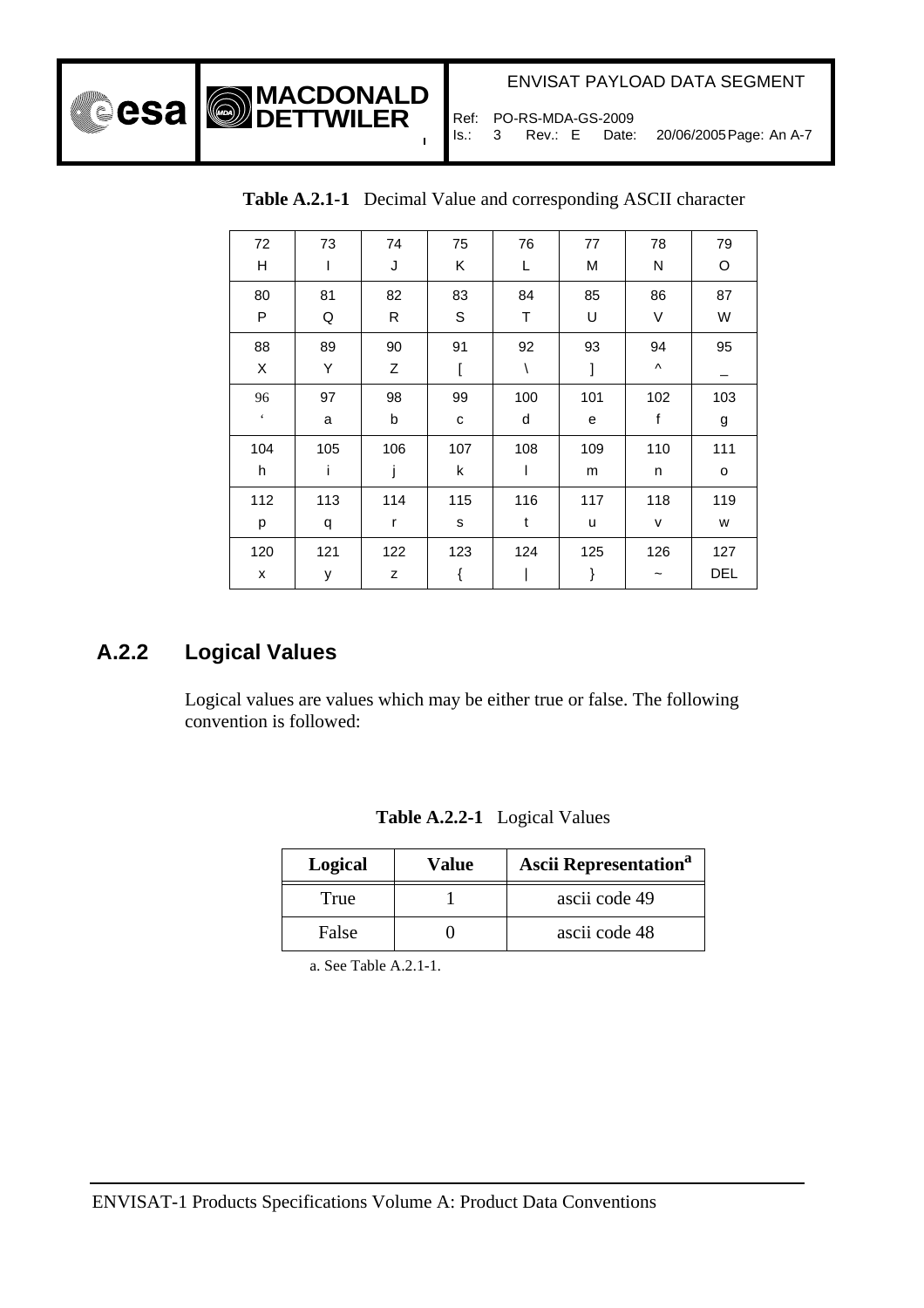**Table A.2.1-1** Decimal Value and corresponding ASCII character

| 72 | 73 | 74 | 75 | 76 | 77 | 78 | 79 |
|---|---|---|---|---|---|---|---|
| H | I | J | K | L | M | N | O |
| 80 | 81 | 82 | 83 | 84 | 85 | 86 | 87 |
| P | Q | R | S | T | U | V | W |
| 88 | 89 | 90 | 91 | 92 | 93 | 94 | 95 |
| X | Y | Z | [ | \ | ] | ^ | _ |
| 96 | 97 | 98 | 99 | 100 | 101 | 102 | 103 |
| ‘ | a | b | c | d | e | f | g |
| 104 | 105 | 106 | 107 | 108 | 109 | 110 | 111 |
| h | i | j | k | l | m | n | o |
| 112 | 113 | 114 | 115 | 116 | 117 | 118 | 119 |
| p | q | r | s | t | u | v | w |
| 120 | 121 | 122 | 123 | 124 | 125 | 126 | 127 |
| x | y | z | { | \| | } | ~ | DEL |

## A.2.2 Logical Values

Logical values are values which may be either true or false. The following convention is followed:

**Table A.2.2-1** Logical Values

| Logical | Value | Ascii Representation[a] |
|---|---|---|
| True | 1 | ascii code 49 |
| False | 0 | ascii code 48 |

a. See Table A.2.1-1.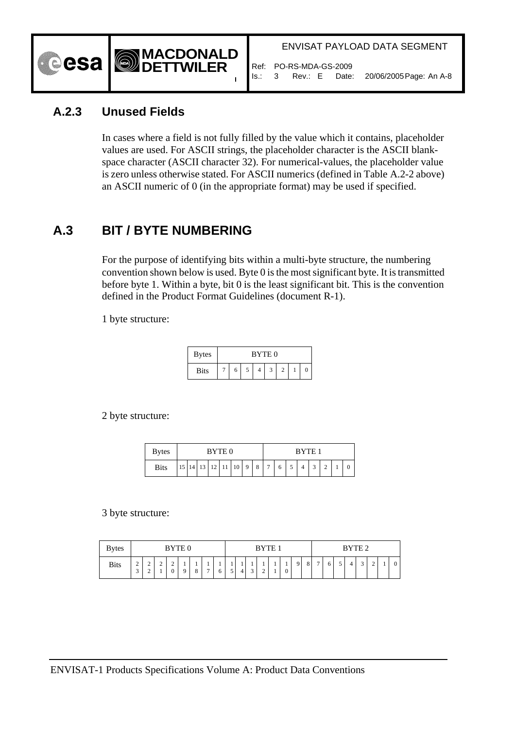### A.2.3 Unused Fields

In cases where a field is not fully filled by the value which it contains, placeholder values are used. For ASCII strings, the placeholder character is the ASCII blank-space character (ASCII character 32). For numerical-values, the placeholder value is zero unless otherwise stated. For ASCII numerics (defined in Table A.2-2 above) an ASCII numeric of 0 (in the appropriate format) may be used if specified.

## A.3 BIT / BYTE NUMBERING

For the purpose of identifying bits within a multi-byte structure, the numbering convention shown below is used. Byte 0 is the most significant byte. It is transmitted before byte 1. Within a byte, bit 0 is the least significant bit. This is the convention defined in the Product Format Guidelines (document R-1).

1 byte structure:

| Bytes | BYTE 0 | | | | | | | |
|---|---|---|---|---|---|---|---|---|
| Bits | 7 | 6 | 5 | 4 | 3 | 2 | 1 | 0 |

2 byte structure:

| Bytes | BYTE 0 | | | | | | | | BYTE 1 | | | | | | | |
|---|---|---|---|---|---|---|---|---|---|---|---|---|---|---|---|---|
| Bits | 15 | 14 | 13 | 12 | 11 | 10 | 9 | 8 | 7 | 6 | 5 | 4 | 3 | 2 | 1 | 0 |

3 byte structure:

| Bytes | BYTE 0 | | | | | | | | BYTE 1 | | | | | | | | BYTE 2 | | | | | | | |
|---|---|---|---|---|---|---|---|---|---|---|---|---|---|---|---|---|---|---|---|---|---|---|---|---|
| Bits | 23 | 22 | 21 | 20 | 19 | 18 | 17 | 16 | 15 | 14 | 13 | 12 | 11 | 10 | 9 | 8 | 7 | 6 | 5 | 4 | 3 | 2 | 1 | 0 |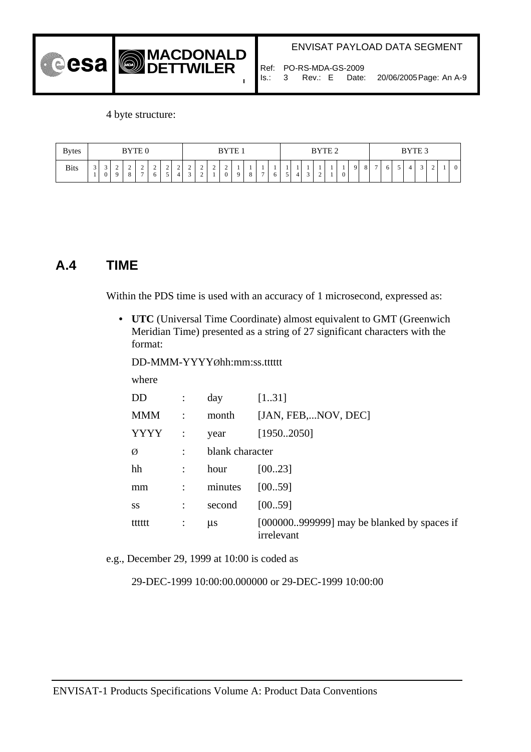4 byte structure:

| Bytes | BYTE 0 | | | | | | | | BYTE 1 | | | | | | | | BYTE 2 | | | | | | | | BYTE 3 | | | | | | | |
|---|---|---|---|---|---|---|---|---|---|---|---|---|---|---|---|---|---|---|---|---|---|---|---|---|---|---|---|---|---|---|---|---|
| Bits | 31 | 30 | 29 | 28 | 27 | 26 | 25 | 24 | 23 | 22 | 21 | 20 | 19 | 18 | 17 | 16 | 15 | 14 | 13 | 12 | 11 | 10 | 9 | 8 | 7 | 6 | 5 | 4 | 3 | 2 | 1 | 0 |

## A.4 TIME

Within the PDS time is used with an accuracy of 1 microsecond, expressed as:

- **UTC** (Universal Time Coordinate) almost equivalent to GMT (Greenwich Meridian Time) presented as a string of 27 significant characters with the format:

DD-MMM-YYYYØhh:mm:ss.tttttt

where

| | | | |
|---|---|---|---|
| DD | : | day | [1..31] |
| MMM | : | month | [JAN, FEB,...NOV, DEC] |
| YYYY | : | year | [1950..2050] |
| Ø | : | blank character | |
| hh | : | hour | [00..23] |
| mm | : | minutes | [00..59] |
| ss | : | second | [00..59] |
| tttttt | : | μs | [000000..999999] may be blanked by spaces if irrelevant |

e.g., December 29, 1999 at 10:00 is coded as

29-DEC-1999 10:00:00.000000 or 29-DEC-1999 10:00:00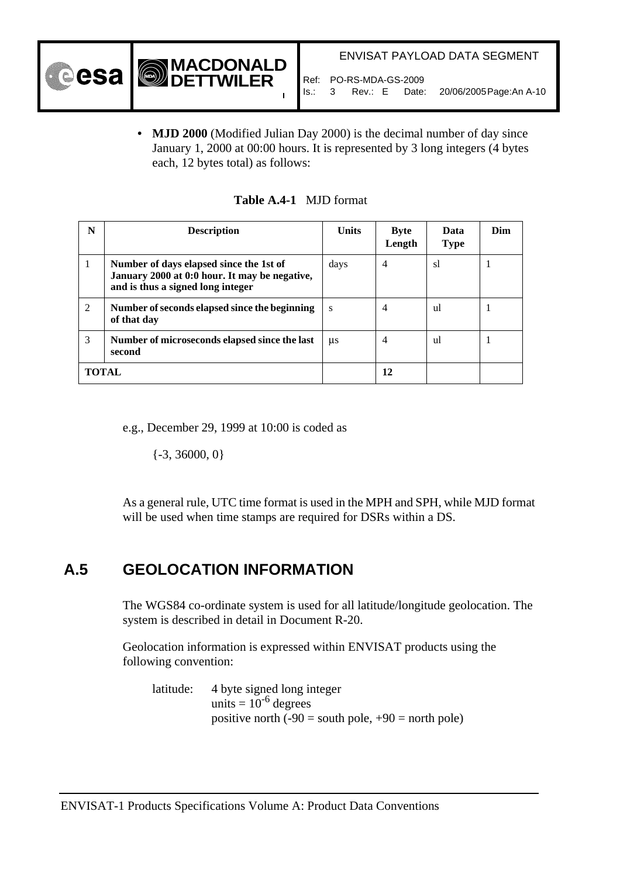- **MJD 2000** (Modified Julian Day 2000) is the decimal number of day since January 1, 2000 at 00:00 hours. It is represented by 3 long integers (4 bytes each, 12 bytes total) as follows:

**Table A.4-1** MJD format

| N | Description | Units | Byte Length | Data Type | Dim |
|---|---|---|---|---|---|
| 1 | **Number of days elapsed since the 1st of January 2000 at 0:0 hour. It may be negative, and is thus a signed long integer** | days | 4 | sl | 1 |
| 2 | **Number of seconds elapsed since the beginning of that day** | s | 4 | ul | 1 |
| 3 | **Number of microseconds elapsed since the last second** | µs | 4 | ul | 1 |
| **TOTAL** | | | **12** | | |

e.g., December 29, 1999 at 10:00 is coded as

{-3, 36000, 0}

As a general rule, UTC time format is used in the MPH and SPH, while MJD format will be used when time stamps are required for DSRs within a DS.

## A.5 GEOLOCATION INFORMATION

The WGS84 co-ordinate system is used for all latitude/longitude geolocation. The system is described in detail in Document R-20.

Geolocation information is expressed within ENVISAT products using the following convention:

latitude: 4 byte signed long integer
units = $10^{-6}$ degrees
positive north (-90 = south pole, +90 = north pole)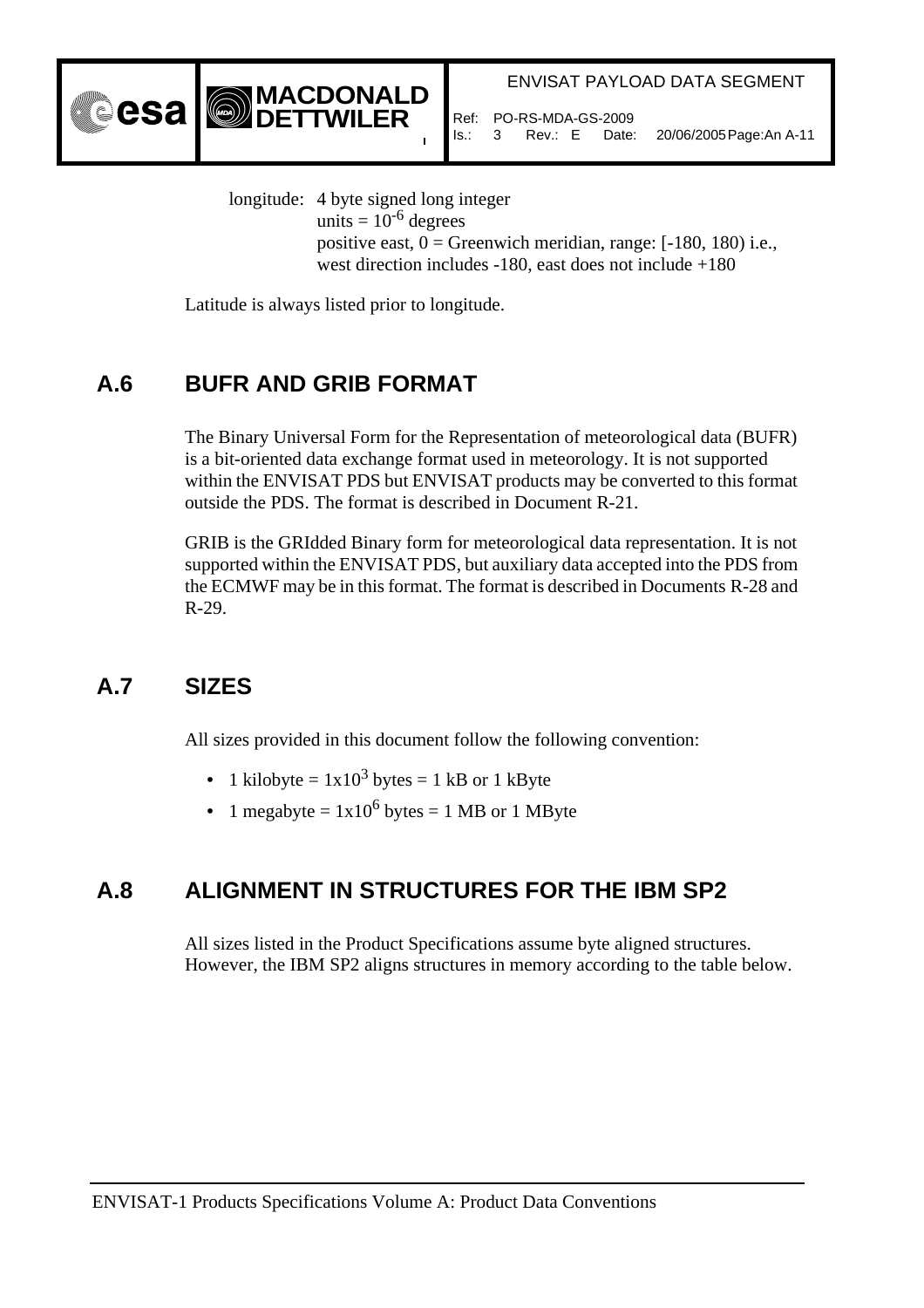longitude: 4 byte signed long integer
units = $10^{-6}$ degrees
positive east, 0 = Greenwich meridian, range: [-180, 180) i.e., west direction includes -180, east does not include +180

Latitude is always listed prior to longitude.

## A.6 BUFR AND GRIB FORMAT

The Binary Universal Form for the Representation of meteorological data (BUFR) is a bit-oriented data exchange format used in meteorology. It is not supported within the ENVISAT PDS but ENVISAT products may be converted to this format outside the PDS. The format is described in Document R-21.

GRIB is the GRIdded Binary form for meteorological data representation. It is not supported within the ENVISAT PDS, but auxiliary data accepted into the PDS from the ECMWF may be in this format. The format is described in Documents R-28 and R-29.

## A.7 SIZES

All sizes provided in this document follow the following convention:

- 1 kilobyte = $1 \times 10^3$ bytes = 1 kB or 1 kByte
- 1 megabyte = $1 \times 10^6$ bytes = 1 MB or 1 MByte

## A.8 ALIGNMENT IN STRUCTURES FOR THE IBM SP2

All sizes listed in the Product Specifications assume byte aligned structures. However, the IBM SP2 aligns structures in memory according to the table below.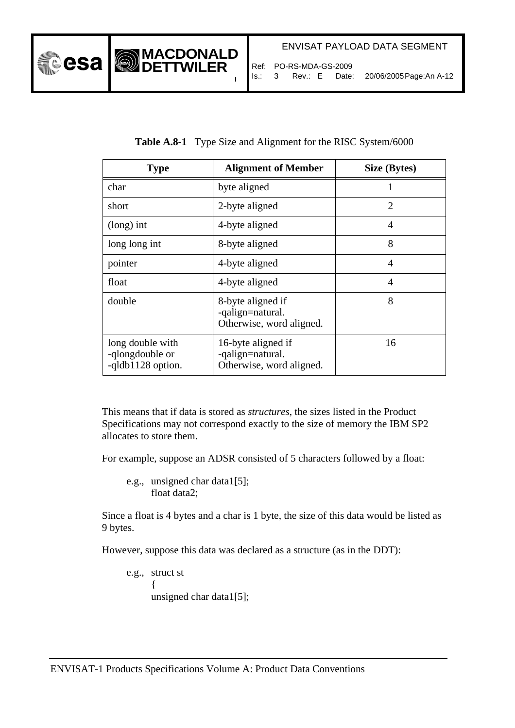**Table A.8-1** Type Size and Alignment for the RISC System/6000

| Type | Alignment of Member | Size (Bytes) |
|---|---|---|
| char | byte aligned | 1 |
| short | 2-byte aligned | 2 |
| (long) int | 4-byte aligned | 4 |
| long long int | 8-byte aligned | 8 |
| pointer | 4-byte aligned | 4 |
| float | 4-byte aligned | 4 |
| double | 8-byte aligned if -qalign=natural. Otherwise, word aligned. | 8 |
| long double with -qlongdouble or -qldb1128 option. | 16-byte aligned if -qalign=natural. Otherwise, word aligned. | 16 |

This means that if data is stored as *structures*, the sizes listed in the Product Specifications may not correspond exactly to the size of memory the IBM SP2 allocates to store them.

For example, suppose an ADSR consisted of 5 characters followed by a float:

e.g.,
```
unsigned char data1[5];
float data2;
```

Since a float is 4 bytes and a char is 1 byte, the size of this data would be listed as 9 bytes.

However, suppose this data was declared as a structure (as in the DDT):

e.g.,
```
struct st
{
unsigned char data1[5];
```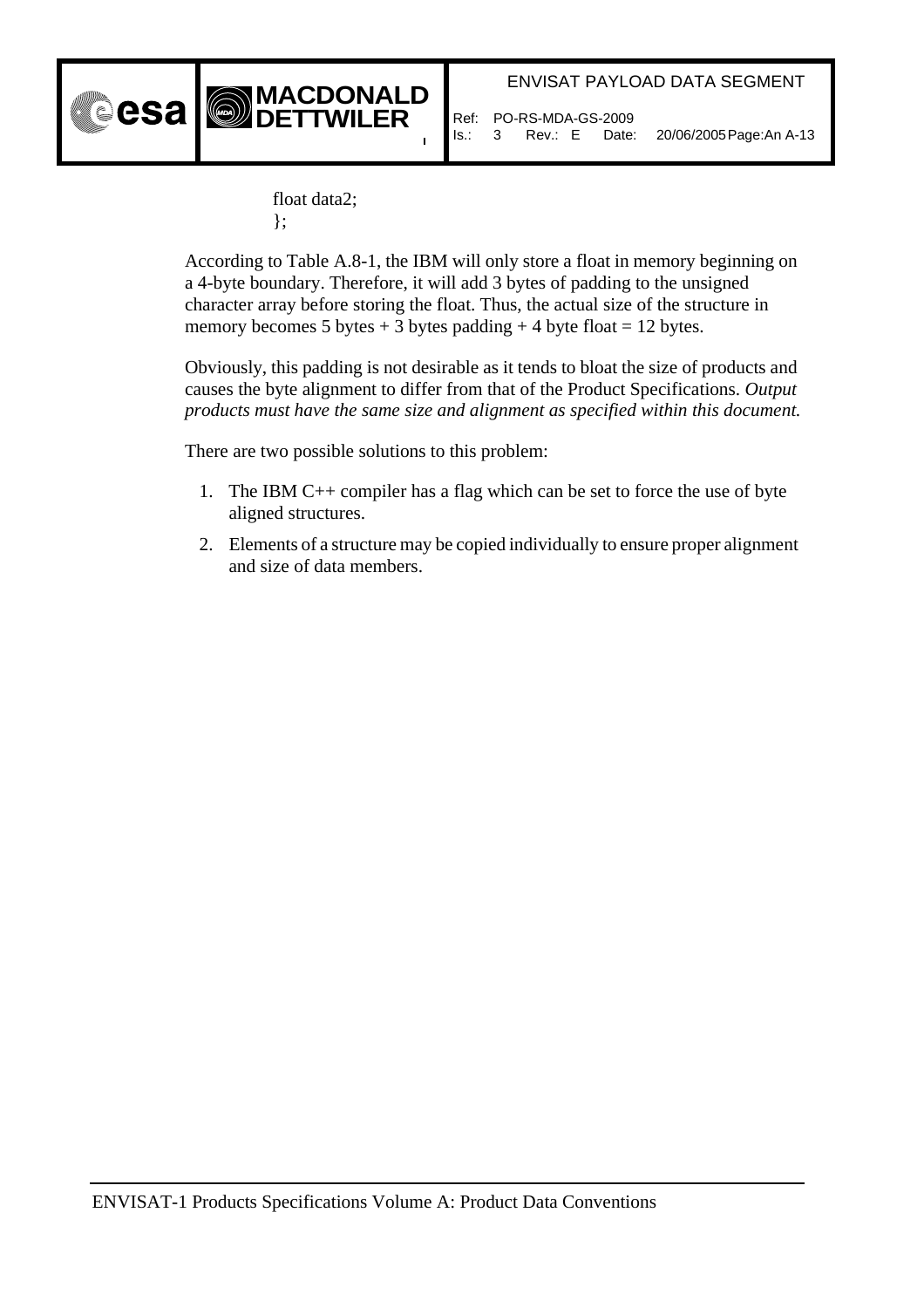```
float data2;
};
```

According to Table A.8-1, the IBM will only store a float in memory beginning on a 4-byte boundary. Therefore, it will add 3 bytes of padding to the unsigned character array before storing the float. Thus, the actual size of the structure in memory becomes 5 bytes + 3 bytes padding + 4 byte float = 12 bytes.

Obviously, this padding is not desirable as it tends to bloat the size of products and causes the byte alignment to differ from that of the Product Specifications. *Output products must have the same size and alignment as specified within this document.*

There are two possible solutions to this problem:

1. The IBM C++ compiler has a flag which can be set to force the use of byte aligned structures.
2. Elements of a structure may be copied individually to ensure proper alignment and size of data members.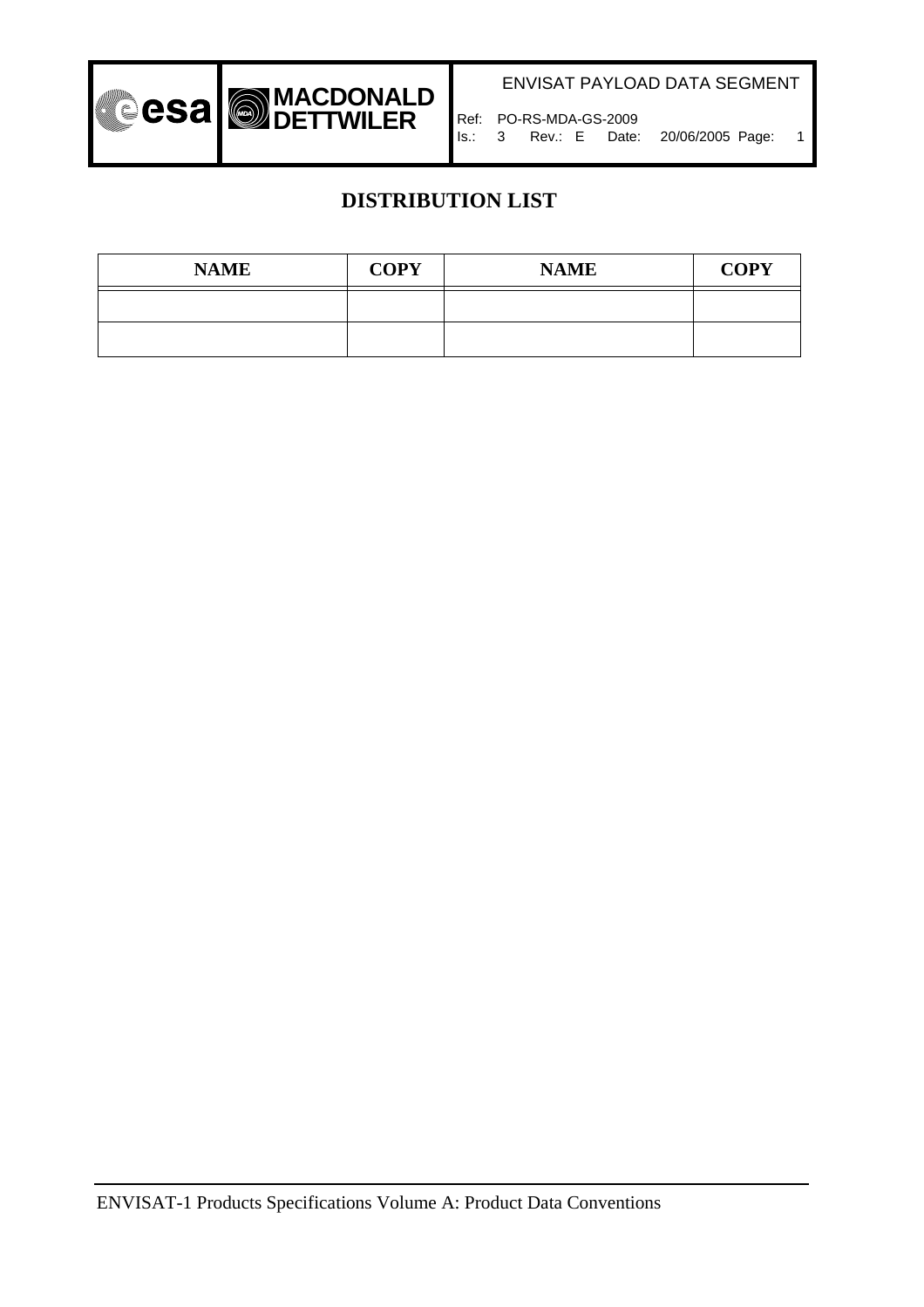# DISTRIBUTION LIST

| NAME | COPY | NAME | COPY |
|---|---|---|---|
| | | | |
| | | | |